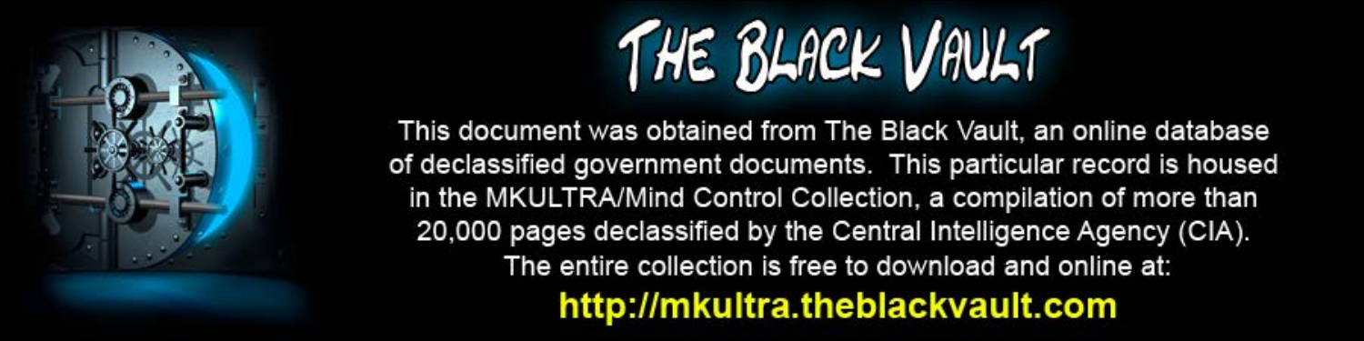# THE BLACK VAULT

This document was obtained from The Black Vault, an online database of declassified government documents. This particular record is housed in the MKULTRA/Mind Control Collection, a compilation of more than 20,000 pages declassified by the Central Intelligence Agency (CIA). The entire collection is free to download and online at:

**http://mkultra.theblackvault.com**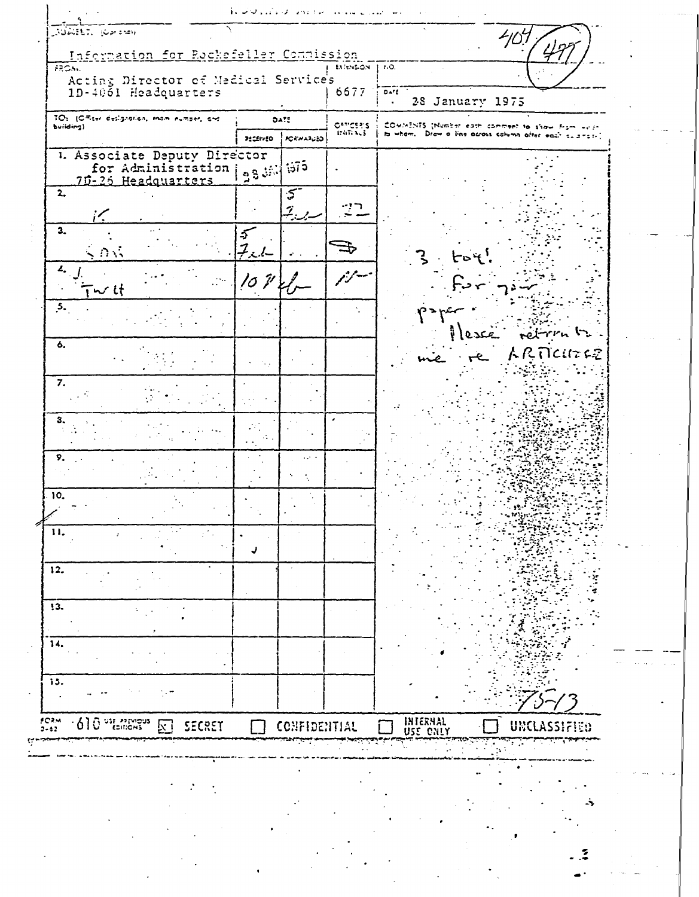ROUTING AND RECORD SHEET

SUBJECT: (Optional)

Information for Rockefeller Commission

404 (499)

| FROM: | EXTENSION | NO. |
|---|---|---|
| Acting Director of Medical Services 1D-4061 Headquarters | 6677 | DATE: 28 January 1975 |

| TO: (Officer designation, room number, and building) | DATE RECEIVED | DATE FORWARDED | OFFICER'S INITIALS | COMMENTS (Number each comment to show from whom to whom. Draw a line across column after each comment.) |
|---|---|---|---|---|
| 1. Associate Deputy Director for Administration 7D-26 Headquarters | 28 JAN 1975 | | | |
| 2. K | | 5 Feb | JJ | |
| 3. SOS | 5 Feb | | | 3 too! For your paper. Please return to me re ARTICHOKE |
| 4. J. Twu | 10 Feb | | | |
| 5. | | | | |
| 6. | | | | |
| 7. | | | | |
| 8. | | | | |
| 9. | | | | |
| 10. | | | | |
| 11. | | | | |
| 12. | | | | |
| 13. | | | | |
| 14. | | | | |
| 15. | | | | 75-13 |

FORM 3-62 610 USE PREVIOUS EDITIONS ☒ SECRET ☐ CONFIDENTIAL ☐ INTERNAL USE ONLY ☐ UNCLASSIFIED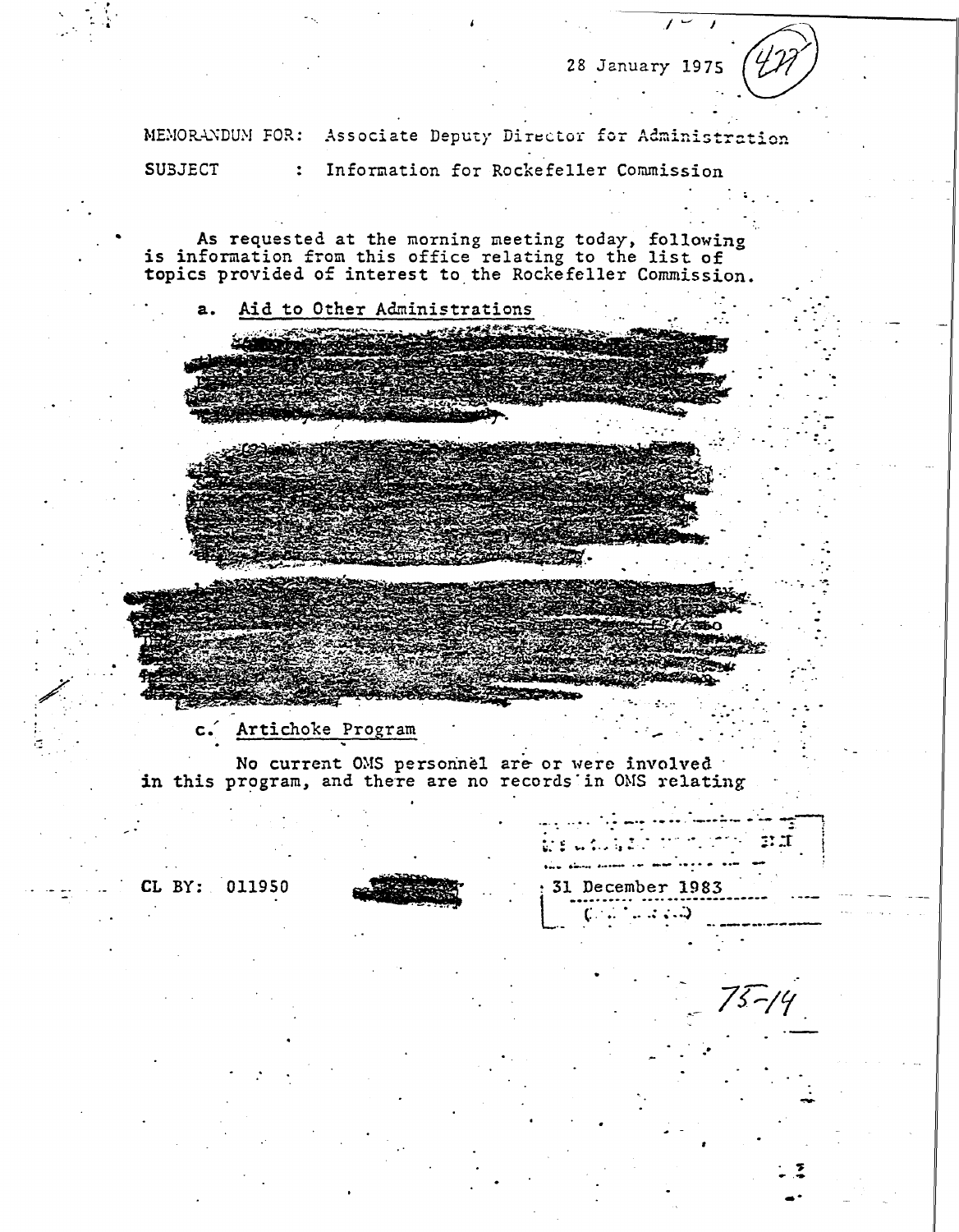28 January 1975

MEMORANDUM FOR: Associate Deputy Director for Administration

SUBJECT : Information for Rockefeller Commission

As requested at the morning meeting today, following is information from this office relating to the list of topics provided of interest to the Rockefeller Commission.

a. Aid to Other Administrations

c. Artichoke Program

No current OMS personnel are or were involved in this program, and there are no records in OMS relating

CL BY: 011950

31 December 1983

75-14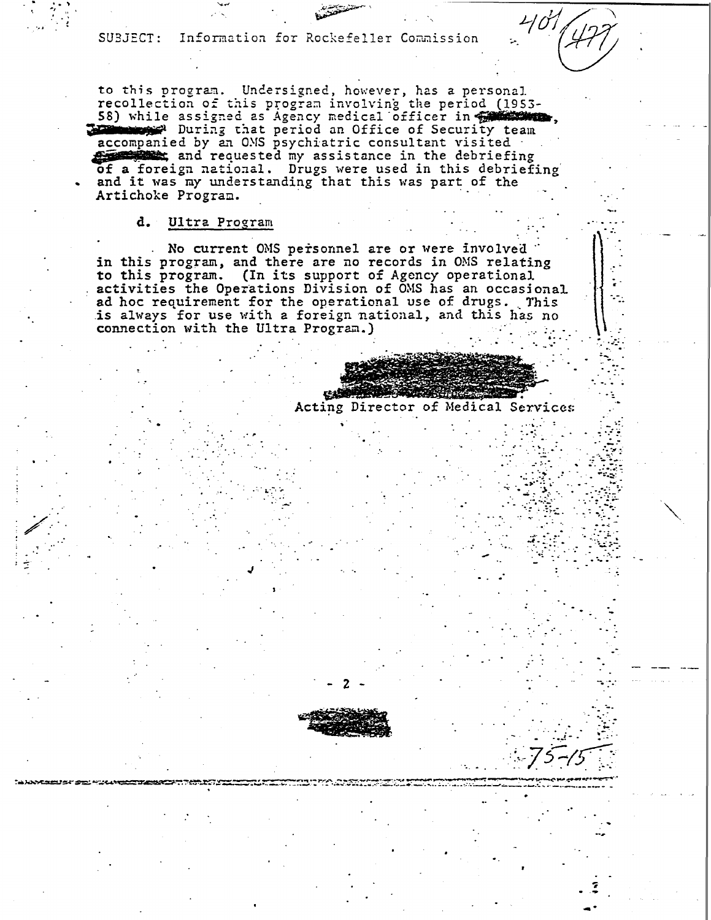SUBJECT: Information for Rockefeller Commission

to this program. Undersigned, however, has a personal recollection of this program involving the period (1953-58) while assigned as Agency medical officer in [redacted], [redacted]. During that period an Office of Security team accompanied by an OMS psychiatric consultant visited [redacted] and requested my assistance in the debriefing of a foreign national. Drugs were used in this debriefing and it was my understanding that this was part of the Artichoke Program.

d. Ultra Program

No current OMS personnel are or were involved in this program, and there are no records in OMS relating to this program. (In its support of Agency operational activities the Operations Division of OMS has an occasional ad hoc requirement for the operational use of drugs. This is always for use with a foreign national, and this has no connection with the Ultra Program.)

[redacted]
Acting Director of Medical Services

[redacted]

75-15